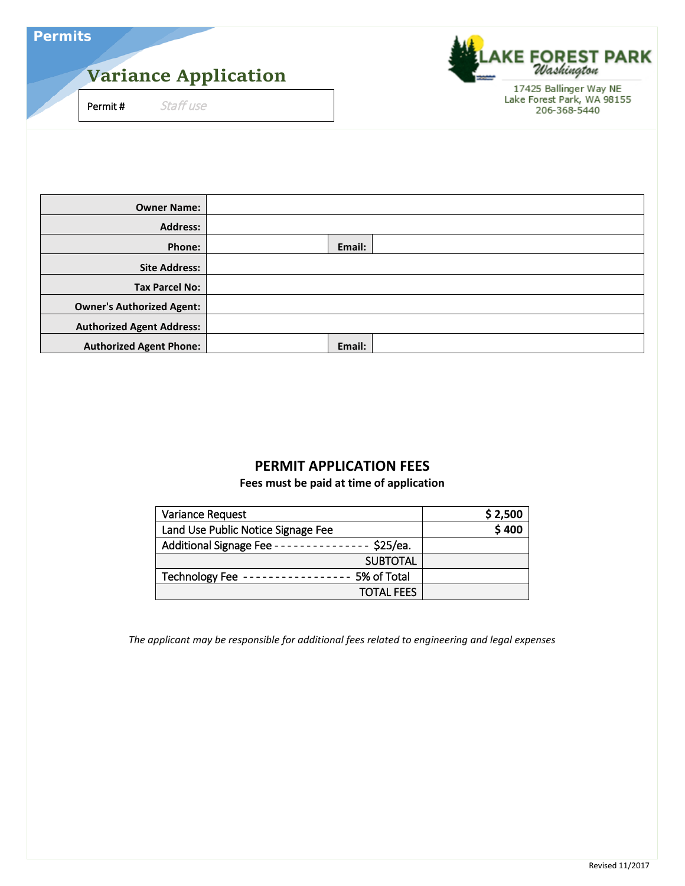Permits

# Variance Application

| Permit # | Staff use |
|---|---|

LAKE FOREST PARK
Washington

17425 Ballinger Way NE
Lake Forest Park, WA 98155
206-368-5440

| | | | |
|---|---|---|---|
| **Owner Name:** | | | |
| **Address:** | | | |
| **Phone:** | | **Email:** | |
| **Site Address:** | | | |
| **Tax Parcel No:** | | | |
| **Owner's Authorized Agent:** | | | |
| **Authorized Agent Address:** | | | |
| **Authorized Agent Phone:** | | **Email:** | |

## PERMIT APPLICATION FEES

**Fees must be paid at time of application**

| | |
|---|---|
| Variance Request | **$ 2,500** |
| Land Use Public Notice Signage Fee | **$ 400** |
| Additional Signage Fee --------------- $25/ea. | |
| SUBTOTAL | |
| Technology Fee ----------------- 5% of Total | |
| TOTAL FEES | |

*The applicant may be responsible for additional fees related to engineering and legal expenses*

Revised 11/2017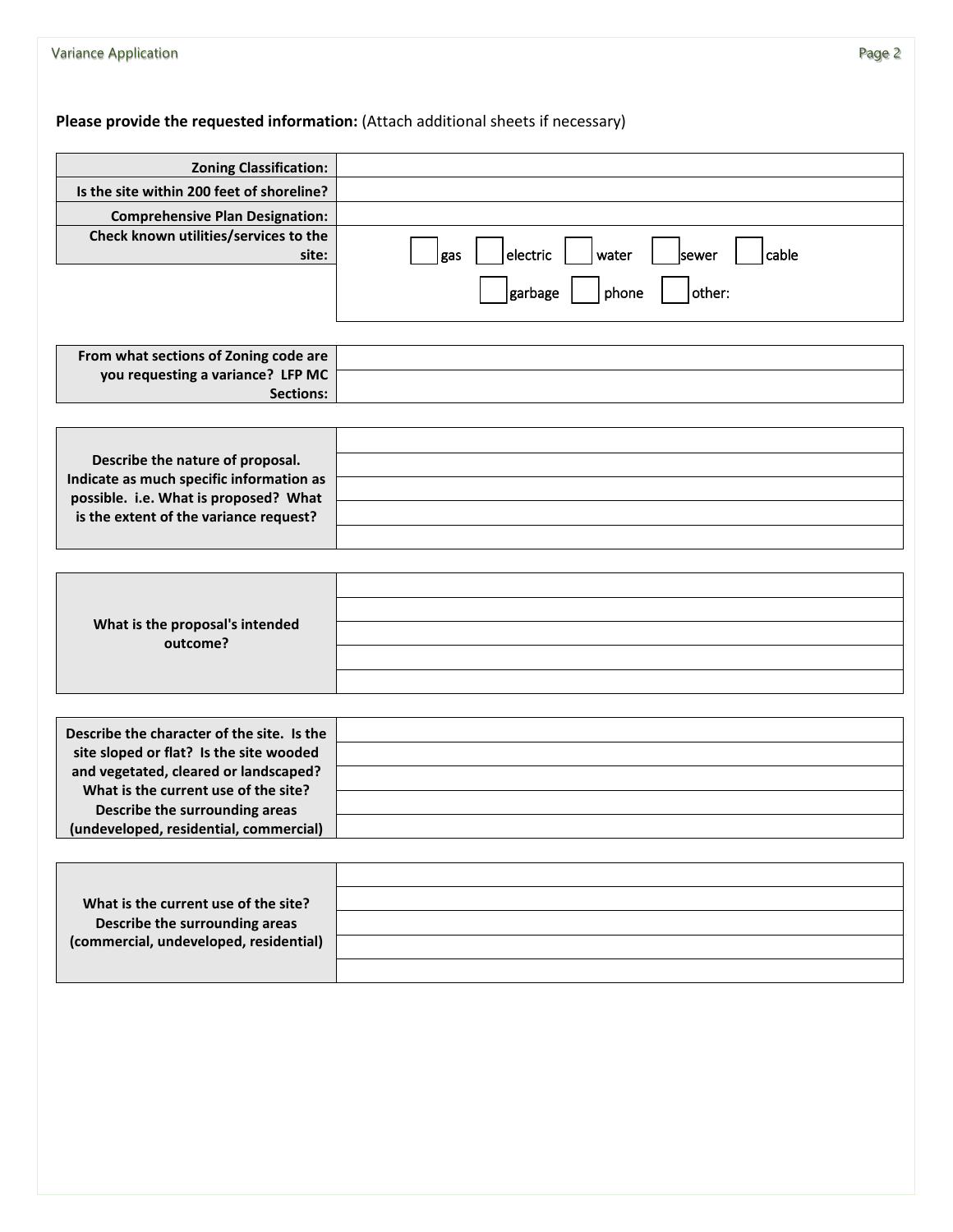**Please provide the requested information:** (Attach additional sheets if necessary)

| | |
|---|---|
| **Zoning Classification:** | |
| **Is the site within 200 feet of shoreline?** | |
| **Comprehensive Plan Designation:** | |
| **Check known utilities/services to the site:** | ☐ gas ☐ electric ☐ water ☐ sewer ☐ cable ☐ garbage ☐ phone ☐ other: |

| | |
|---|---|
| **From what sections of Zoning code are you requesting a variance? LFP MC Sections:** | |
| | |

| | |
|---|---|
| **Describe the nature of proposal. Indicate as much specific information as possible. i.e. What is proposed? What is the extent of the variance request?** | |
| | |
| | |
| | |
| | |

| | |
|---|---|
| **What is the proposal's intended outcome?** | |
| | |
| | |
| | |
| | |

| | |
|---|---|
| **Describe the character of the site. Is the site sloped or flat? Is the site wooded and vegetated, cleared or landscaped? What is the current use of the site? Describe the surrounding areas (undeveloped, residential, commercial)** | |
| | |
| | |
| | |
| | |

| | |
|---|---|
| **What is the current use of the site? Describe the surrounding areas (commercial, undeveloped, residential)** | |
| | |
| | |
| | |
| | |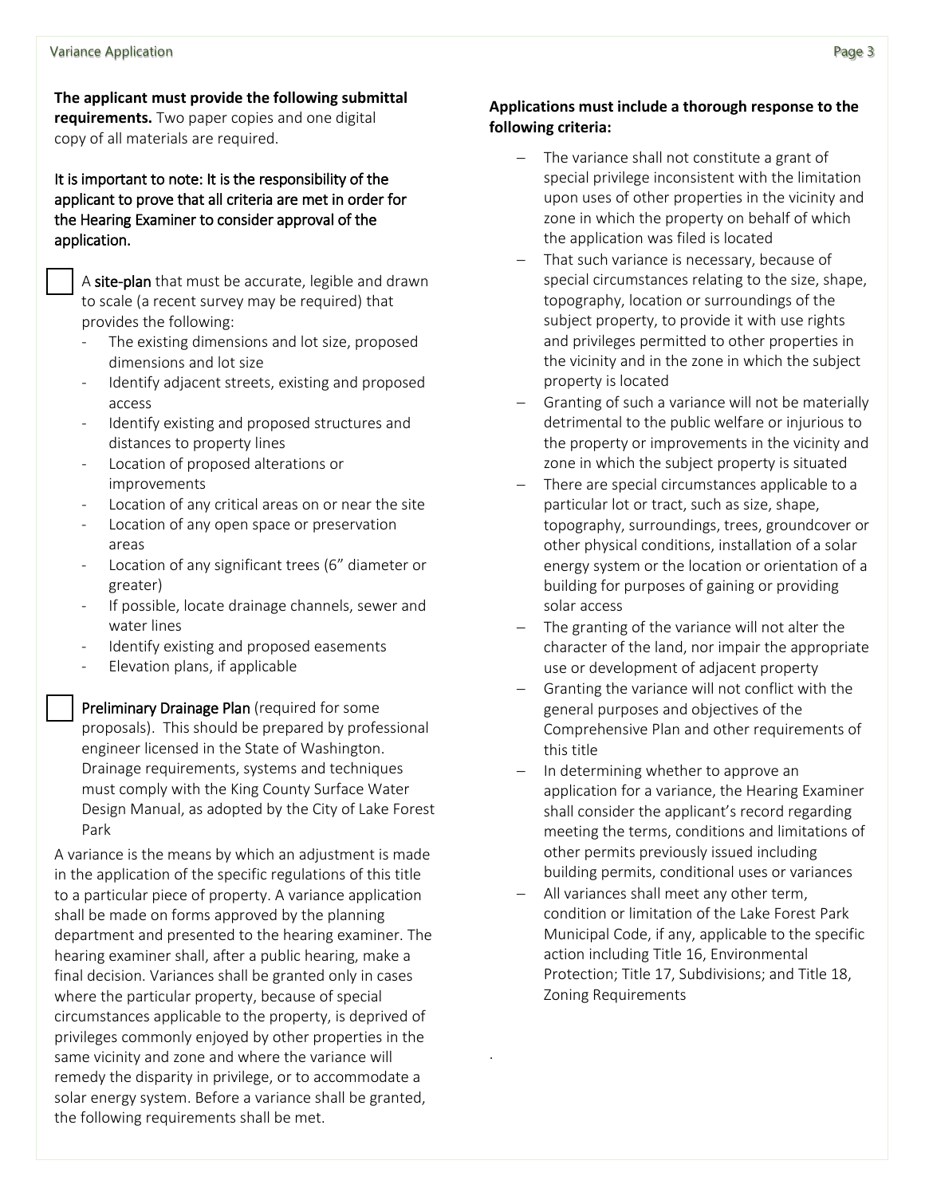**The applicant must provide the following submittal requirements.** Two paper copies and one digital copy of all materials are required.

It is important to note: It is the responsibility of the applicant to prove that all criteria are met in order for the Hearing Examiner to consider approval of the application.

- [ ] A **site-plan** that must be accurate, legible and drawn to scale (a recent survey may be required) that provides the following:
  - The existing dimensions and lot size, proposed dimensions and lot size
  - Identify adjacent streets, existing and proposed access
  - Identify existing and proposed structures and distances to property lines
  - Location of proposed alterations or improvements
  - Location of any critical areas on or near the site
  - Location of any open space or preservation areas
  - Location of any significant trees (6" diameter or greater)
  - If possible, locate drainage channels, sewer and water lines
  - Identify existing and proposed easements
  - Elevation plans, if applicable

- [ ] **Preliminary Drainage Plan** (required for some proposals). This should be prepared by professional engineer licensed in the State of Washington. Drainage requirements, systems and techniques must comply with the King County Surface Water Design Manual, as adopted by the City of Lake Forest Park

A variance is the means by which an adjustment is made in the application of the specific regulations of this title to a particular piece of property. A variance application shall be made on forms approved by the planning department and presented to the hearing examiner. The hearing examiner shall, after a public hearing, make a final decision. Variances shall be granted only in cases where the particular property, because of special circumstances applicable to the property, is deprived of privileges commonly enjoyed by other properties in the same vicinity and zone and where the variance will remedy the disparity in privilege, or to accommodate a solar energy system. Before a variance shall be granted, the following requirements shall be met.

**Applications must include a thorough response to the following criteria:**

- The variance shall not constitute a grant of special privilege inconsistent with the limitation upon uses of other properties in the vicinity and zone in which the property on behalf of which the application was filed is located
- That such variance is necessary, because of special circumstances relating to the size, shape, topography, location or surroundings of the subject property, to provide it with use rights and privileges permitted to other properties in the vicinity and in the zone in which the subject property is located
- Granting of such a variance will not be materially detrimental to the public welfare or injurious to the property or improvements in the vicinity and zone in which the subject property is situated
- There are special circumstances applicable to a particular lot or tract, such as size, shape, topography, surroundings, trees, groundcover or other physical conditions, installation of a solar energy system or the location or orientation of a building for purposes of gaining or providing solar access
- The granting of the variance will not alter the character of the land, nor impair the appropriate use or development of adjacent property
- Granting the variance will not conflict with the general purposes and objectives of the Comprehensive Plan and other requirements of this title
- In determining whether to approve an application for a variance, the Hearing Examiner shall consider the applicant's record regarding meeting the terms, conditions and limitations of other permits previously issued including building permits, conditional uses or variances
- All variances shall meet any other term, condition or limitation of the Lake Forest Park Municipal Code, if any, applicable to the specific action including Title 16, Environmental Protection; Title 17, Subdivisions; and Title 18, Zoning Requirements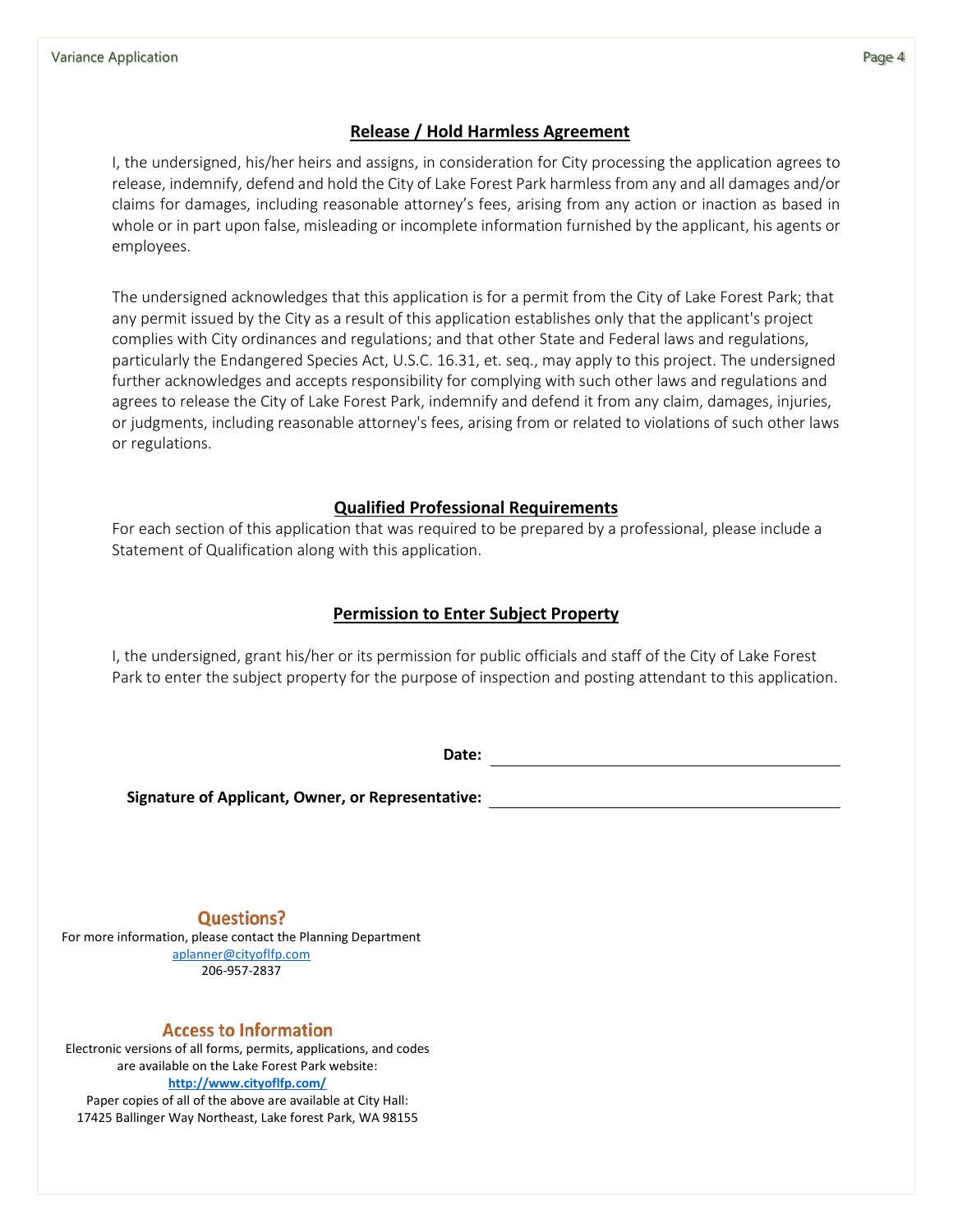## Release / Hold Harmless Agreement

I, the undersigned, his/her heirs and assigns, in consideration for City processing the application agrees to release, indemnify, defend and hold the City of Lake Forest Park harmless from any and all damages and/or claims for damages, including reasonable attorney's fees, arising from any action or inaction as based in whole or in part upon false, misleading or incomplete information furnished by the applicant, his agents or employees.

The undersigned acknowledges that this application is for a permit from the City of Lake Forest Park; that any permit issued by the City as a result of this application establishes only that the applicant's project complies with City ordinances and regulations; and that other State and Federal laws and regulations, particularly the Endangered Species Act, U.S.C. 16.31, et. seq., may apply to this project. The undersigned further acknowledges and accepts responsibility for complying with such other laws and regulations and agrees to release the City of Lake Forest Park, indemnify and defend it from any claim, damages, injuries, or judgments, including reasonable attorney's fees, arising from or related to violations of such other laws or regulations.

## Qualified Professional Requirements

For each section of this application that was required to be prepared by a professional, please include a Statement of Qualification along with this application.

## Permission to Enter Subject Property

I, the undersigned, grant his/her or its permission for public officials and staff of the City of Lake Forest Park to enter the subject property for the purpose of inspection and posting attendant to this application.

**Date:** ______________________________

**Signature of Applicant, Owner, or Representative:** ______________________________

### Questions?

For more information, please contact the Planning Department
aplanner@cityoflfp.com
206-957-2837

### Access to Information

Electronic versions of all forms, permits, applications, and codes are available on the Lake Forest Park website:
**http://www.cityoflfp.com/**
Paper copies of all of the above are available at City Hall:
17425 Ballinger Way Northeast, Lake forest Park, WA 98155